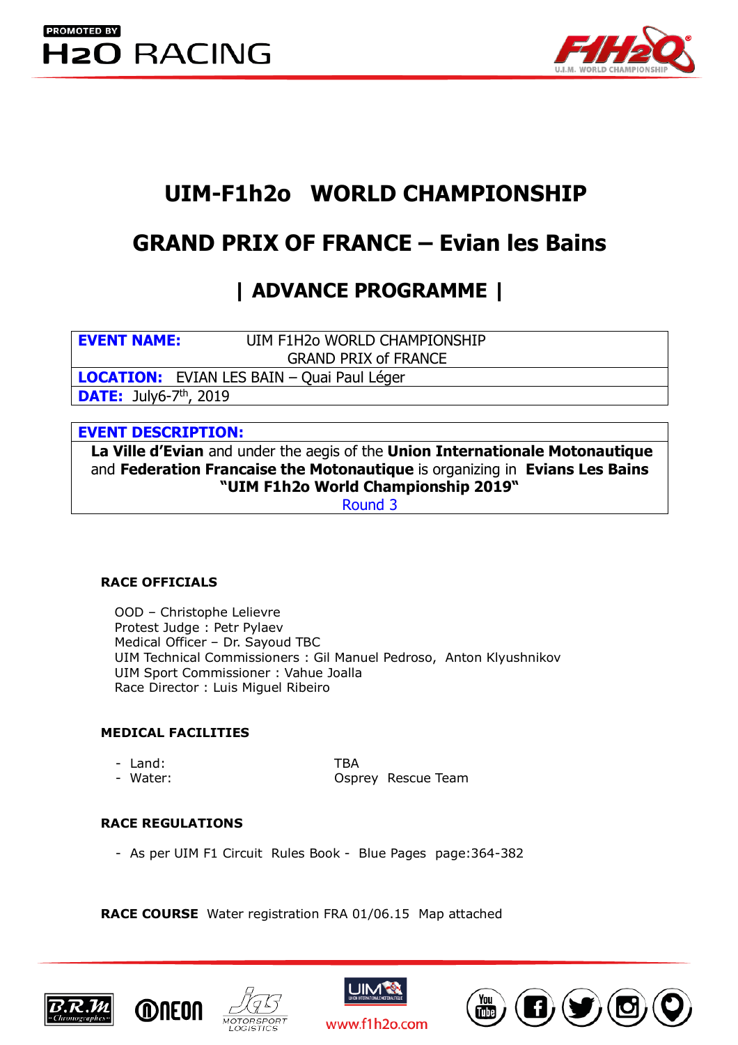# UIM-F1h2o WORLD CHAMPIONSHIP

# GRAND PRIX OF FRANCE – Evian les Bains

## | ADVANCE PROGRAMME |

| | |
|---|---|
| **EVENT NAME:** | UIM F1H2o WORLD CHAMPIONSHIP GRAND PRIX of FRANCE |
| **LOCATION:** | EVIAN LES BAIN – Quai Paul Léger |
| **DATE:** | July6-7th, 2019 |

**EVENT DESCRIPTION:**

**La Ville d'Evian** and under the aegis of the **Union Internationale Motonautique** and **Federation Francaise the Motonautique** is organizing in **Evians Les Bains "UIM F1h2o World Championship 2019"**

Round 3

### RACE OFFICIALS

OOD – Christophe Lelievre
Protest Judge : Petr Pylaev
Medical Officer – Dr. Sayoud TBC
UIM Technical Commissioners : Gil Manuel Pedroso, Anton Klyushnikov
UIM Sport Commissioner : Vahue Joalla
Race Director : Luis Miguel Ribeiro

### MEDICAL FACILITIES

- Land: TBA
- Water: Osprey Rescue Team

### RACE REGULATIONS

- As per UIM F1 Circuit Rules Book - Blue Pages page:364-382

**RACE COURSE** Water registration FRA 01/06.15 Map attached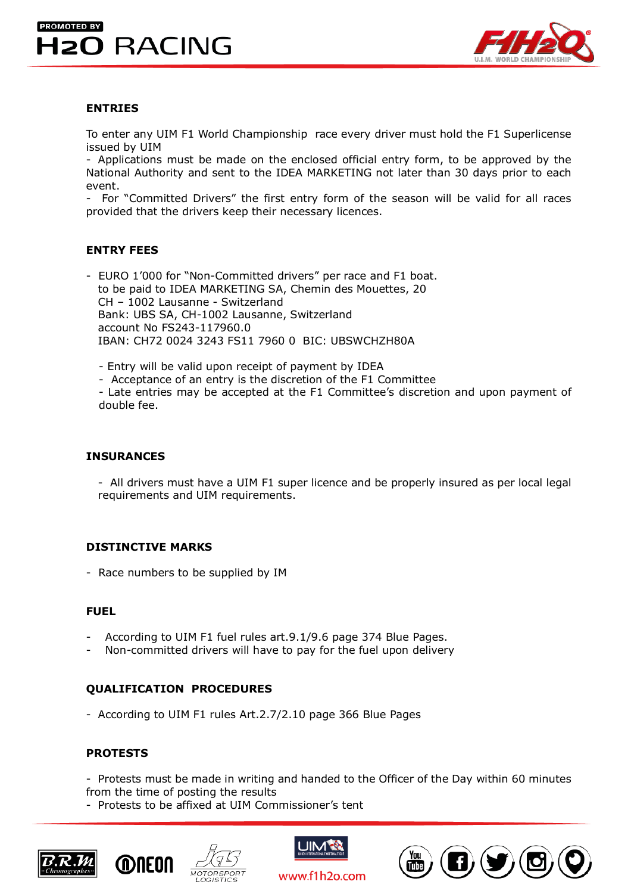## ENTRIES

To enter any UIM F1 World Championship race every driver must hold the F1 Superlicense issued by UIM

- Applications must be made on the enclosed official entry form, to be approved by the National Authority and sent to the IDEA MARKETING not later than 30 days prior to each event.
- For “Committed Drivers” the first entry form of the season will be valid for all races provided that the drivers keep their necessary licences.

## ENTRY FEES

- EURO 1’000 for “Non-Committed drivers” per race and F1 boat.
  to be paid to IDEA MARKETING SA, Chemin des Mouettes, 20
  CH – 1002 Lausanne - Switzerland
  Bank: UBS SA, CH-1002 Lausanne, Switzerland
  account No FS243-117960.0
  IBAN: CH72 0024 3243 FS11 7960 0 BIC: UBSWCHZH80A

  - Entry will be valid upon receipt of payment by IDEA
  - Acceptance of an entry is the discretion of the F1 Committee
  - Late entries may be accepted at the F1 Committee’s discretion and upon payment of double fee.

## INSURANCES

- All drivers must have a UIM F1 super licence and be properly insured as per local legal requirements and UIM requirements.

## DISTINCTIVE MARKS

- Race numbers to be supplied by IM

## FUEL

- According to UIM F1 fuel rules art.9.1/9.6 page 374 Blue Pages.
- Non-committed drivers will have to pay for the fuel upon delivery

## QUALIFICATION PROCEDURES

- According to UIM F1 rules Art.2.7/2.10 page 366 Blue Pages

## PROTESTS

- Protests must be made in writing and handed to the Officer of the Day within 60 minutes from the time of posting the results
- Protests to be affixed at UIM Commissioner’s tent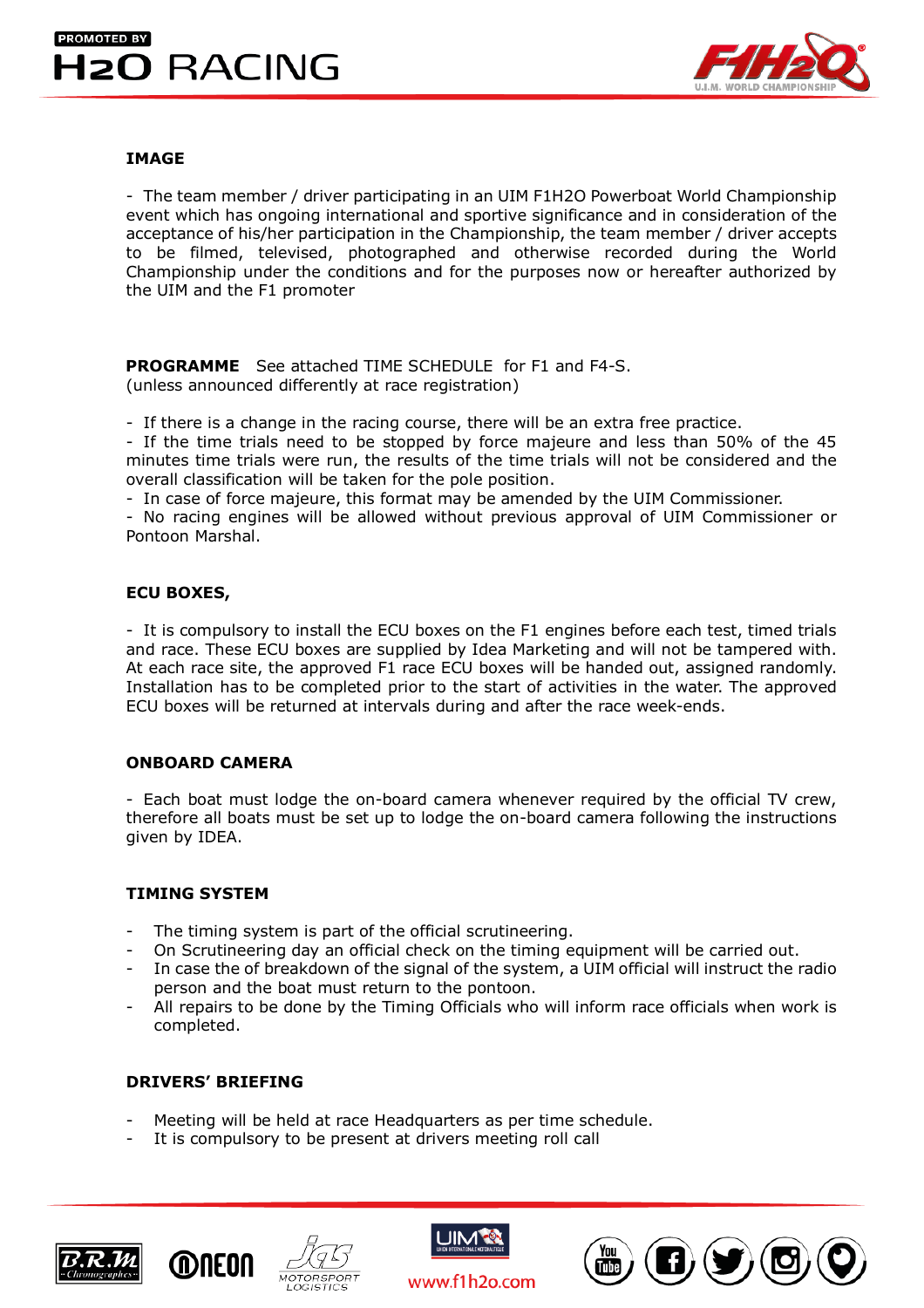## IMAGE

- The team member / driver participating in an UIM F1H2O Powerboat World Championship event which has ongoing international and sportive significance and in consideration of the acceptance of his/her participation in the Championship, the team member / driver accepts to be filmed, televised, photographed and otherwise recorded during the World Championship under the conditions and for the purposes now or hereafter authorized by the UIM and the F1 promoter

**PROGRAMME** See attached TIME SCHEDULE for F1 and F4-S.
(unless announced differently at race registration)

- If there is a change in the racing course, there will be an extra free practice.
- If the time trials need to be stopped by force majeure and less than 50% of the 45 minutes time trials were run, the results of the time trials will not be considered and the overall classification will be taken for the pole position.
- In case of force majeure, this format may be amended by the UIM Commissioner.
- No racing engines will be allowed without previous approval of UIM Commissioner or Pontoon Marshal.

## ECU BOXES,

- It is compulsory to install the ECU boxes on the F1 engines before each test, timed trials and race. These ECU boxes are supplied by Idea Marketing and will not be tampered with. At each race site, the approved F1 race ECU boxes will be handed out, assigned randomly. Installation has to be completed prior to the start of activities in the water. The approved ECU boxes will be returned at intervals during and after the race week-ends.

## ONBOARD CAMERA

- Each boat must lodge the on-board camera whenever required by the official TV crew, therefore all boats must be set up to lodge the on-board camera following the instructions given by IDEA.

## TIMING SYSTEM

- The timing system is part of the official scrutineering.
- On Scrutineering day an official check on the timing equipment will be carried out.
- In case the of breakdown of the signal of the system, a UIM official will instruct the radio person and the boat must return to the pontoon.
- All repairs to be done by the Timing Officials who will inform race officials when work is completed.

## DRIVERS' BRIEFING

- Meeting will be held at race Headquarters as per time schedule.
- It is compulsory to be present at drivers meeting roll call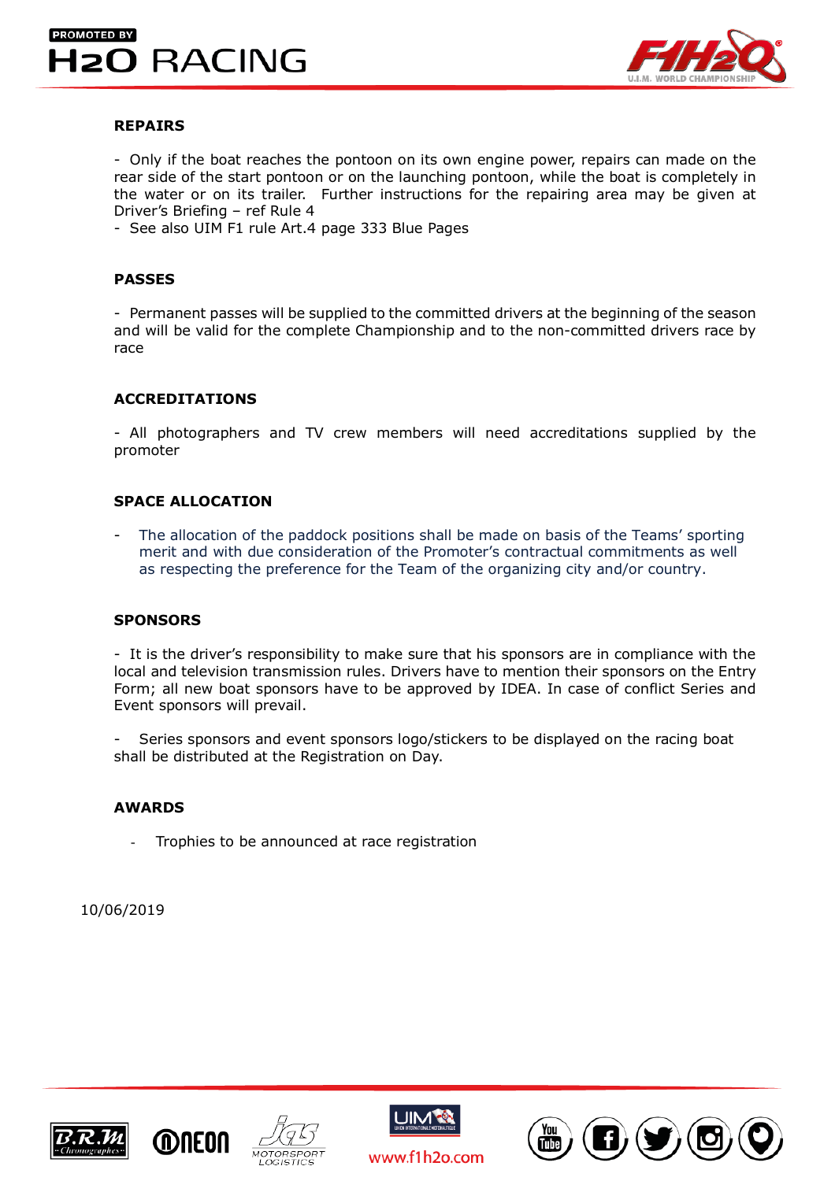## REPAIRS

- Only if the boat reaches the pontoon on its own engine power, repairs can made on the rear side of the start pontoon or on the launching pontoon, while the boat is completely in the water or on its trailer. Further instructions for the repairing area may be given at Driver's Briefing – ref Rule 4
- See also UIM F1 rule Art.4 page 333 Blue Pages

## PASSES

- Permanent passes will be supplied to the committed drivers at the beginning of the season and will be valid for the complete Championship and to the non-committed drivers race by race

## ACCREDITATIONS

- All photographers and TV crew members will need accreditations supplied by the promoter

## SPACE ALLOCATION

- The allocation of the paddock positions shall be made on basis of the Teams' sporting merit and with due consideration of the Promoter's contractual commitments as well as respecting the preference for the Team of the organizing city and/or country.

## SPONSORS

- It is the driver's responsibility to make sure that his sponsors are in compliance with the local and television transmission rules. Drivers have to mention their sponsors on the Entry Form; all new boat sponsors have to be approved by IDEA. In case of conflict Series and Event sponsors will prevail.

- Series sponsors and event sponsors logo/stickers to be displayed on the racing boat shall be distributed at the Registration on Day.

## AWARDS

- Trophies to be announced at race registration

10/06/2019